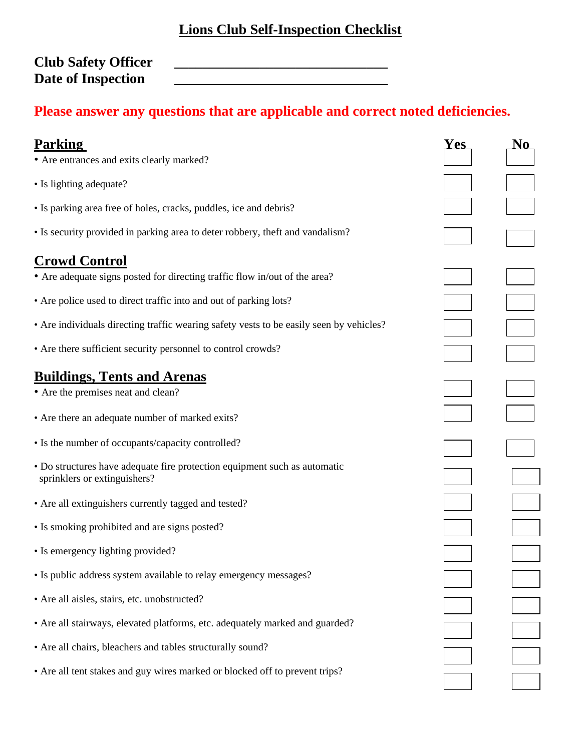# Lions Club Self-Inspection Checklist

**Club Safety Officer** \_\_\_\_\_\_\_\_\_\_\_\_\_\_\_\_\_\_\_\_\_\_\_\_\_\_\_\_\_\_\_\_\_\_

**Date of Inspection** \_\_\_\_\_\_\_\_\_\_\_\_\_\_\_\_\_\_\_\_\_\_\_\_\_\_\_\_\_\_\_\_\_\_

**Please answer any questions that are applicable and correct noted deficiencies.**

| **Parking** | **Yes** | **No** |
|---|---|---|
| • Are entrances and exits clearly marked? | ☐ | ☐ |
| • Is lighting adequate? | ☐ | ☐ |
| • Is parking area free of holes, cracks, puddles, ice and debris? | ☐ | ☐ |
| • Is security provided in parking area to deter robbery, theft and vandalism? | ☐ | ☐ |

| **Crowd Control** | **Yes** | **No** |
|---|---|---|
| • Are adequate signs posted for directing traffic flow in/out of the area? | ☐ | ☐ |
| • Are police used to direct traffic into and out of parking lots? | ☐ | ☐ |
| • Are individuals directing traffic wearing safety vests to be easily seen by vehicles? | ☐ | ☐ |
| • Are there sufficient security personnel to control crowds? | ☐ | ☐ |

| **Buildings, Tents and Arenas** | **Yes** | **No** |
|---|---|---|
| • Are the premises neat and clean? | ☐ | ☐ |
| • Are there an adequate number of marked exits? | ☐ | ☐ |
| • Is the number of occupants/capacity controlled? | ☐ | ☐ |
| • Do structures have adequate fire protection equipment such as automatic sprinklers or extinguishers? | ☐ | ☐ |
| • Are all extinguishers currently tagged and tested? | ☐ | ☐ |
| • Is smoking prohibited and are signs posted? | ☐ | ☐ |
| • Is emergency lighting provided? | ☐ | ☐ |
| • Is public address system available to relay emergency messages? | ☐ | ☐ |
| • Are all aisles, stairs, etc. unobstructed? | ☐ | ☐ |
| • Are all stairways, elevated platforms, etc. adequately marked and guarded? | ☐ | ☐ |
| • Are all chairs, bleachers and tables structurally sound? | ☐ | ☐ |
| • Are all tent stakes and guy wires marked or blocked off to prevent trips? | ☐ | ☐ |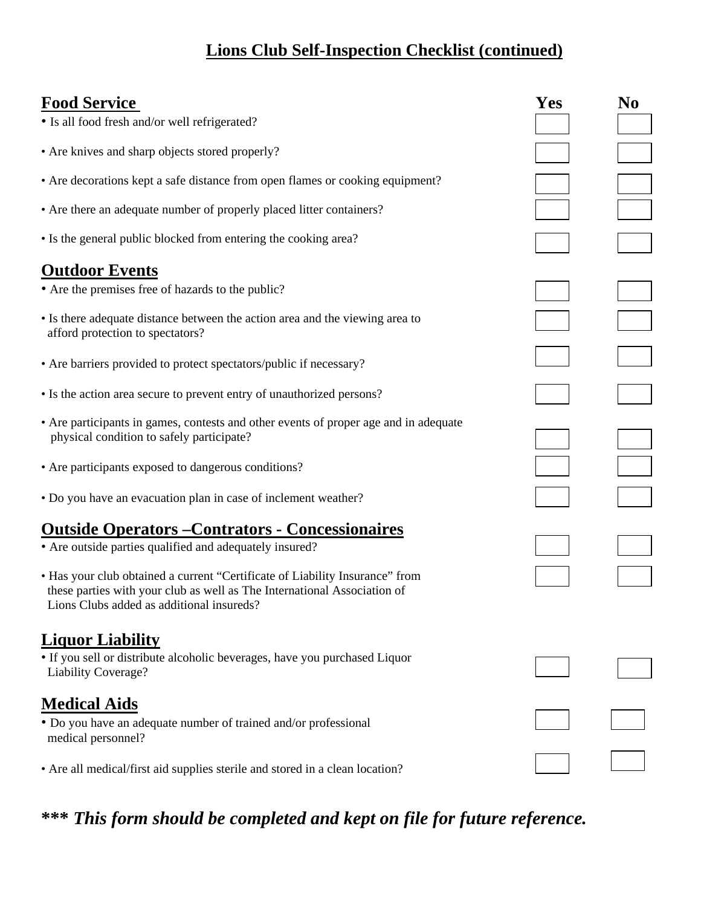# Lions Club Self-Inspection Checklist (continued)

| Food Service | Yes | No |
|---|---|---|
| • Is all food fresh and/or well refrigerated? | ☐ | ☐ |
| • Are knives and sharp objects stored properly? | ☐ | ☐ |
| • Are decorations kept a safe distance from open flames or cooking equipment? | ☐ | ☐ |
| • Are there an adequate number of properly placed litter containers? | ☐ | ☐ |
| • Is the general public blocked from entering the cooking area? | ☐ | ☐ |
| **Outdoor Events** | | |
| • Are the premises free of hazards to the public? | ☐ | ☐ |
| • Is there adequate distance between the action area and the viewing area to afford protection to spectators? | ☐ | ☐ |
| • Are barriers provided to protect spectators/public if necessary? | ☐ | ☐ |
| • Is the action area secure to prevent entry of unauthorized persons? | ☐ | ☐ |
| • Are participants in games, contests and other events of proper age and in adequate physical condition to safely participate? | ☐ | ☐ |
| • Are participants exposed to dangerous conditions? | ☐ | ☐ |
| • Do you have an evacuation plan in case of inclement weather? | ☐ | ☐ |
| **Outside Operators –Contrators - Concessionaires** | | |
| • Are outside parties qualified and adequately insured? | ☐ | ☐ |
| • Has your club obtained a current "Certificate of Liability Insurance" from these parties with your club as well as The International Association of Lions Clubs added as additional insureds? | ☐ | ☐ |
| **Liquor Liability** | | |
| • If you sell or distribute alcoholic beverages, have you purchased Liquor Liability Coverage? | ☐ | ☐ |
| **Medical Aids** | | |
| • Do you have an adequate number of trained and/or professional medical personnel? | ☐ | ☐ |
| • Are all medical/first aid supplies sterile and stored in a clean location? | ☐ | ☐ |

***\*\*\* This form should be completed and kept on file for future reference.***